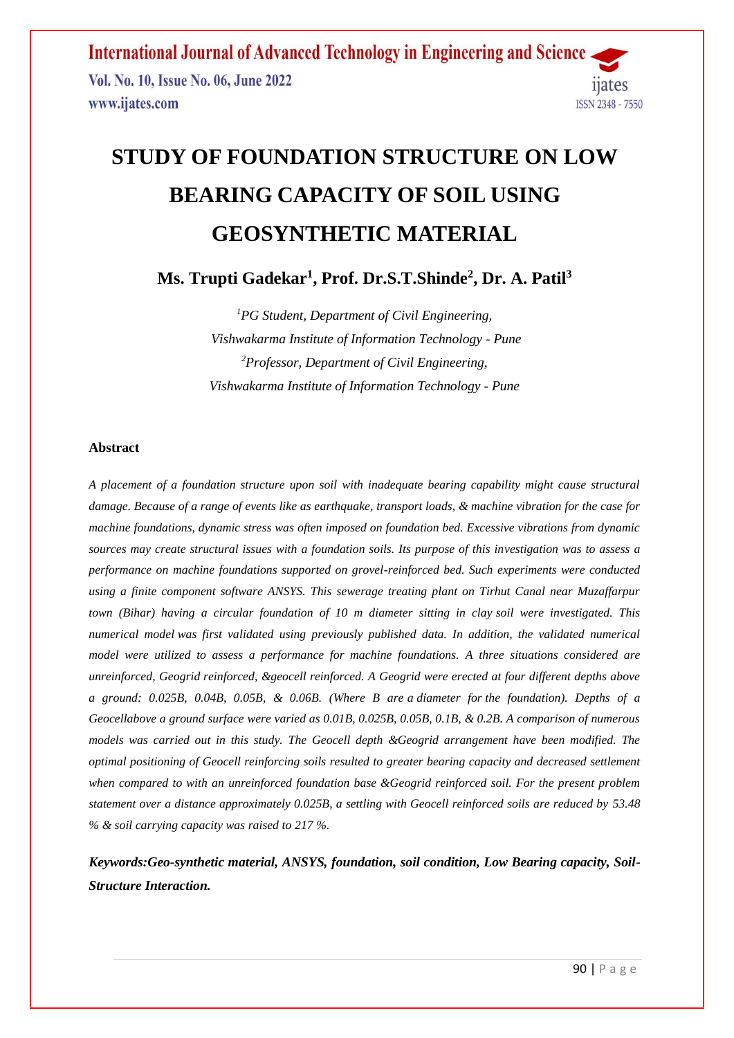# STUDY OF FOUNDATION STRUCTURE ON LOW BEARING CAPACITY OF SOIL USING GEOSYNTHETIC MATERIAL

**Ms. Trupti Gadekar[1], Prof. Dr.S.T.Shinde[2], Dr. A. Patil[3]**

*[1]PG Student, Department of Civil Engineering,*
*Vishwakarma Institute of Information Technology - Pune*
*[2]Professor, Department of Civil Engineering,*
*Vishwakarma Institute of Information Technology - Pune*

### Abstract

*A placement of a foundation structure upon soil with inadequate bearing capability might cause structural damage. Because of a range of events like as earthquake, transport loads, & machine vibration for the case for machine foundations, dynamic stress was often imposed on foundation bed. Excessive vibrations from dynamic sources may create structural issues with a foundation soils. Its purpose of this investigation was to assess a performance on machine foundations supported on grovel-reinforced bed. Such experiments were conducted using a finite component software ANSYS. This sewerage treating plant on Tirhut Canal near Muzaffarpur town (Bihar) having a circular foundation of 10 m diameter sitting in clay soil were investigated. This numerical model was first validated using previously published data. In addition, the validated numerical model were utilized to assess a performance for machine foundations. A three situations considered are unreinforced, Geogrid reinforced, &geocell reinforced. A Geogrid were erected at four different depths above a ground: 0.025B, 0.04B, 0.05B, & 0.06B. (Where B are a diameter for the foundation). Depths of a Geocellabove a ground surface were varied as 0.01B, 0.025B, 0.05B, 0.1B, & 0.2B. A comparison of numerous models was carried out in this study. The Geocell depth &Geogrid arrangement have been modified. The optimal positioning of Geocell reinforcing soils resulted to greater bearing capacity and decreased settlement when compared to with an unreinforced foundation base &Geogrid reinforced soil. For the present problem statement over a distance approximately 0.025B, a settling with Geocell reinforced soils are reduced by 53.48 % & soil carrying capacity was raised to 217 %.*

***Keywords:Geo-synthetic material, ANSYS, foundation, soil condition, Low Bearing capacity, Soil-Structure Interaction.***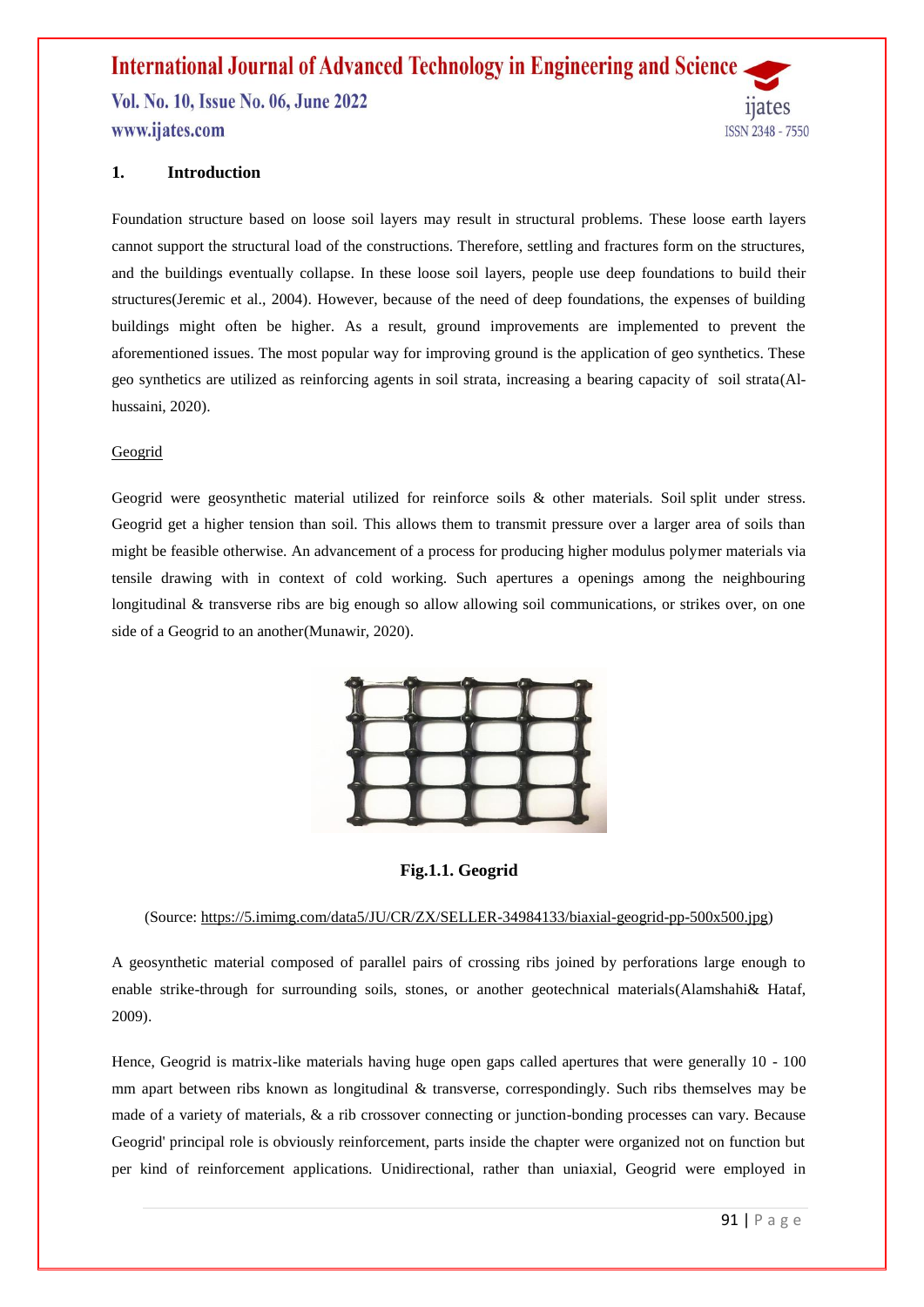## 1. Introduction

Foundation structure based on loose soil layers may result in structural problems. These loose earth layers cannot support the structural load of the constructions. Therefore, settling and fractures form on the structures, and the buildings eventually collapse. In these loose soil layers, people use deep foundations to build their structures(Jeremic et al., 2004). However, because of the need of deep foundations, the expenses of building buildings might often be higher. As a result, ground improvements are implemented to prevent the aforementioned issues. The most popular way for improving ground is the application of geo synthetics. These geo synthetics are utilized as reinforcing agents in soil strata, increasing a bearing capacity of soil strata(Al-hussaini, 2020).

Geogrid

Geogrid were geosynthetic material utilized for reinforce soils & other materials. Soil split under stress. Geogrid get a higher tension than soil. This allows them to transmit pressure over a larger area of soils than might be feasible otherwise. An advancement of a process for producing higher modulus polymer materials via tensile drawing with in context of cold working. Such apertures a openings among the neighbouring longitudinal & transverse ribs are big enough so allow allowing soil communications, or strikes over, on one side of a Geogrid to an another(Munawir, 2020).

**Fig.1.1. Geogrid**

(Source: https://5.imimg.com/data5/JU/CR/ZX/SELLER-34984133/biaxial-geogrid-pp-500x500.jpg)

A geosynthetic material composed of parallel pairs of crossing ribs joined by perforations large enough to enable strike-through for surrounding soils, stones, or another geotechnical materials(Alamshahi& Hataf, 2009).

Hence, Geogrid is matrix-like materials having huge open gaps called apertures that were generally 10 - 100 mm apart between ribs known as longitudinal & transverse, correspondingly. Such ribs themselves may be made of a variety of materials, & a rib crossover connecting or junction-bonding processes can vary. Because Geogrid' principal role is obviously reinforcement, parts inside the chapter were organized not on function but per kind of reinforcement applications. Unidirectional, rather than uniaxial, Geogrid were employed in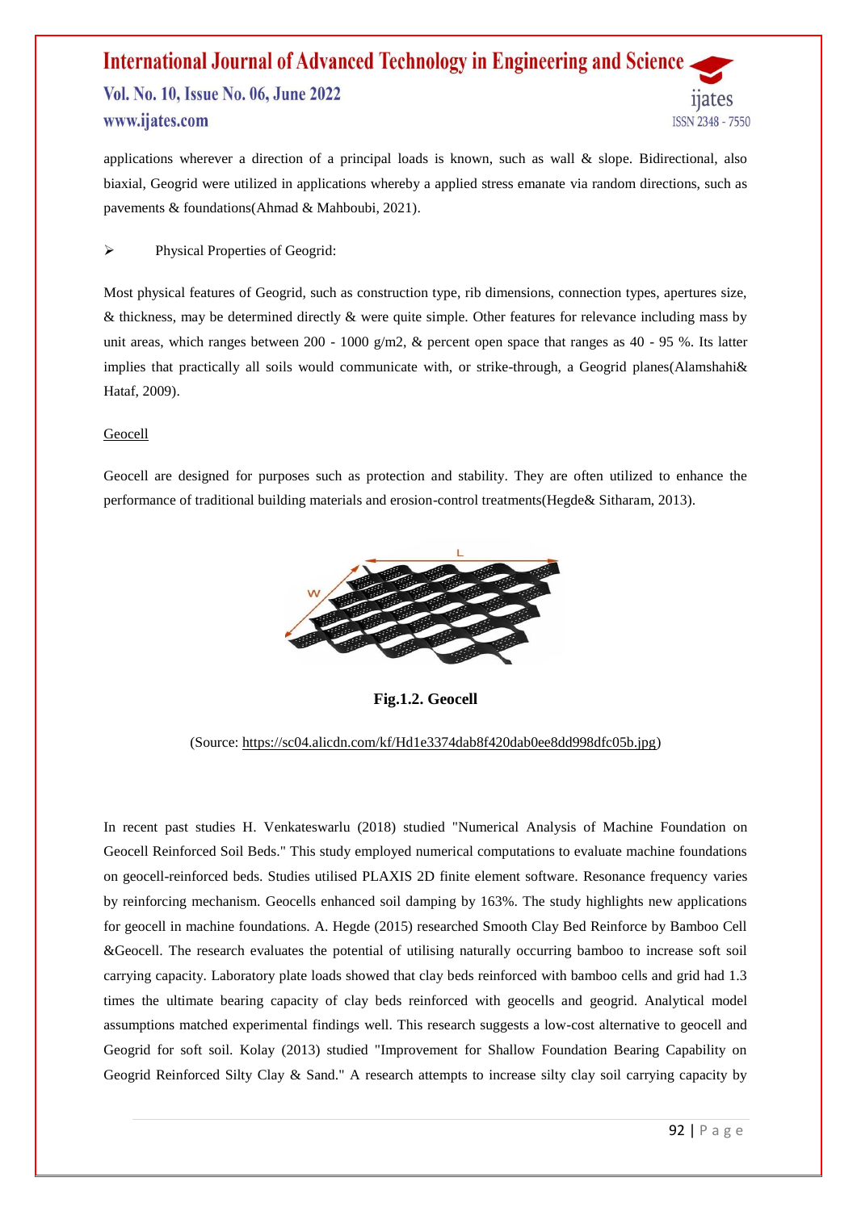applications wherever a direction of a principal loads is known, such as wall & slope. Bidirectional, also biaxial, Geogrid were utilized in applications whereby a applied stress emanate via random directions, such as pavements & foundations(Ahmad & Mahboubi, 2021).

- Physical Properties of Geogrid:

Most physical features of Geogrid, such as construction type, rib dimensions, connection types, apertures size, & thickness, may be determined directly & were quite simple. Other features for relevance including mass by unit areas, which ranges between 200 - 1000 g/m2, & percent open space that ranges as 40 - 95 %. Its latter implies that practically all soils would communicate with, or strike-through, a Geogrid planes(Alamshahi& Hataf, 2009).

<u>Geocell</u>

Geocell are designed for purposes such as protection and stability. They are often utilized to enhance the performance of traditional building materials and erosion-control treatments(Hegde& Sitharam, 2013).

**Fig.1.2. Geocell**

(Source: https://sc04.alicdn.com/kf/Hd1e3374dab8f420dab0ee8dd998dfc05b.jpg)

In recent past studies H. Venkateswarlu (2018) studied "Numerical Analysis of Machine Foundation on Geocell Reinforced Soil Beds." This study employed numerical computations to evaluate machine foundations on geocell-reinforced beds. Studies utilised PLAXIS 2D finite element software. Resonance frequency varies by reinforcing mechanism. Geocells enhanced soil damping by 163%. The study highlights new applications for geocell in machine foundations. A. Hegde (2015) researched Smooth Clay Bed Reinforce by Bamboo Cell &Geocell. The research evaluates the potential of utilising naturally occurring bamboo to increase soft soil carrying capacity. Laboratory plate loads showed that clay beds reinforced with bamboo cells and grid had 1.3 times the ultimate bearing capacity of clay beds reinforced with geocells and geogrid. Analytical model assumptions matched experimental findings well. This research suggests a low-cost alternative to geocell and Geogrid for soft soil. Kolay (2013) studied "Improvement for Shallow Foundation Bearing Capability on Geogrid Reinforced Silty Clay & Sand." A research attempts to increase silty clay soil carrying capacity by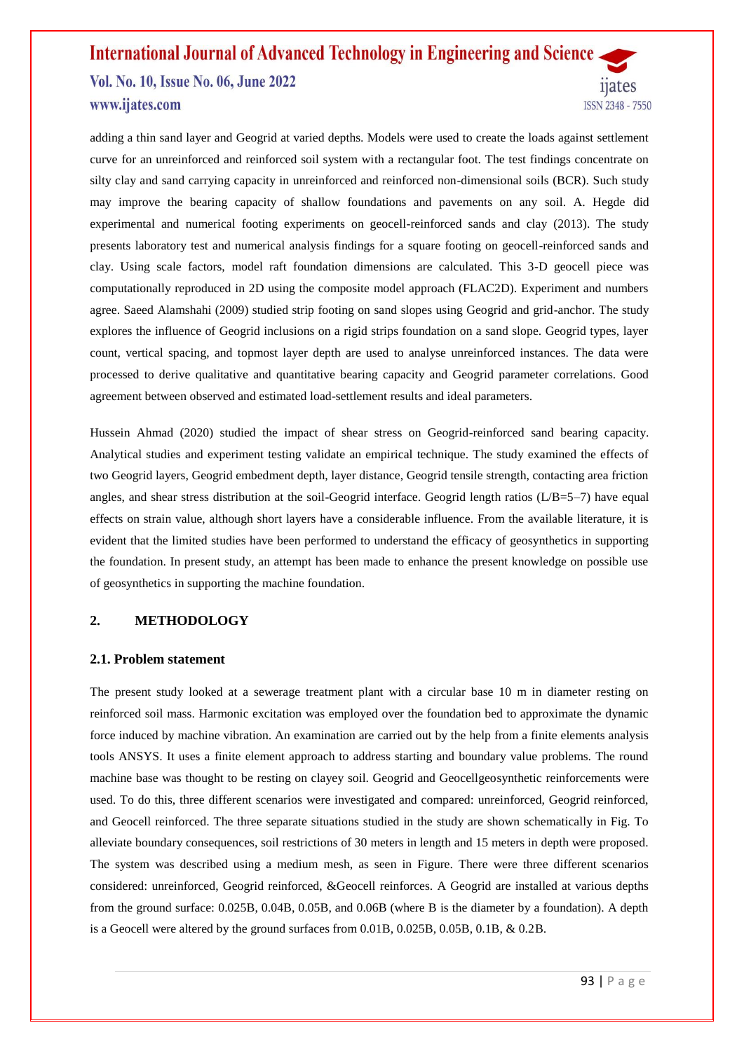adding a thin sand layer and Geogrid at varied depths. Models were used to create the loads against settlement curve for an unreinforced and reinforced soil system with a rectangular foot. The test findings concentrate on silty clay and sand carrying capacity in unreinforced and reinforced non-dimensional soils (BCR). Such study may improve the bearing capacity of shallow foundations and pavements on any soil. A. Hegde did experimental and numerical footing experiments on geocell-reinforced sands and clay (2013). The study presents laboratory test and numerical analysis findings for a square footing on geocell-reinforced sands and clay. Using scale factors, model raft foundation dimensions are calculated. This 3-D geocell piece was computationally reproduced in 2D using the composite model approach (FLAC2D). Experiment and numbers agree. Saeed Alamshahi (2009) studied strip footing on sand slopes using Geogrid and grid-anchor. The study explores the influence of Geogrid inclusions on a rigid strips foundation on a sand slope. Geogrid types, layer count, vertical spacing, and topmost layer depth are used to analyse unreinforced instances. The data were processed to derive qualitative and quantitative bearing capacity and Geogrid parameter correlations. Good agreement between observed and estimated load-settlement results and ideal parameters.

Hussein Ahmad (2020) studied the impact of shear stress on Geogrid-reinforced sand bearing capacity. Analytical studies and experiment testing validate an empirical technique. The study examined the effects of two Geogrid layers, Geogrid embedment depth, layer distance, Geogrid tensile strength, contacting area friction angles, and shear stress distribution at the soil-Geogrid interface. Geogrid length ratios (L/B=5–7) have equal effects on strain value, although short layers have a considerable influence. From the available literature, it is evident that the limited studies have been performed to understand the efficacy of geosynthetics in supporting the foundation. In present study, an attempt has been made to enhance the present knowledge on possible use of geosynthetics in supporting the machine foundation.

## 2. METHODOLOGY

### 2.1. Problem statement

The present study looked at a sewerage treatment plant with a circular base 10 m in diameter resting on reinforced soil mass. Harmonic excitation was employed over the foundation bed to approximate the dynamic force induced by machine vibration. An examination are carried out by the help from a finite elements analysis tools ANSYS. It uses a finite element approach to address starting and boundary value problems. The round machine base was thought to be resting on clayey soil. Geogrid and Geocellgeosynthetic reinforcements were used. To do this, three different scenarios were investigated and compared: unreinforced, Geogrid reinforced, and Geocell reinforced. The three separate situations studied in the study are shown schematically in Fig. To alleviate boundary consequences, soil restrictions of 30 meters in length and 15 meters in depth were proposed. The system was described using a medium mesh, as seen in Figure. There were three different scenarios considered: unreinforced, Geogrid reinforced, &Geocell reinforces. A Geogrid are installed at various depths from the ground surface: 0.025B, 0.04B, 0.05B, and 0.06B (where B is the diameter by a foundation). A depth is a Geocell were altered by the ground surfaces from 0.01B, 0.025B, 0.05B, 0.1B, & 0.2B.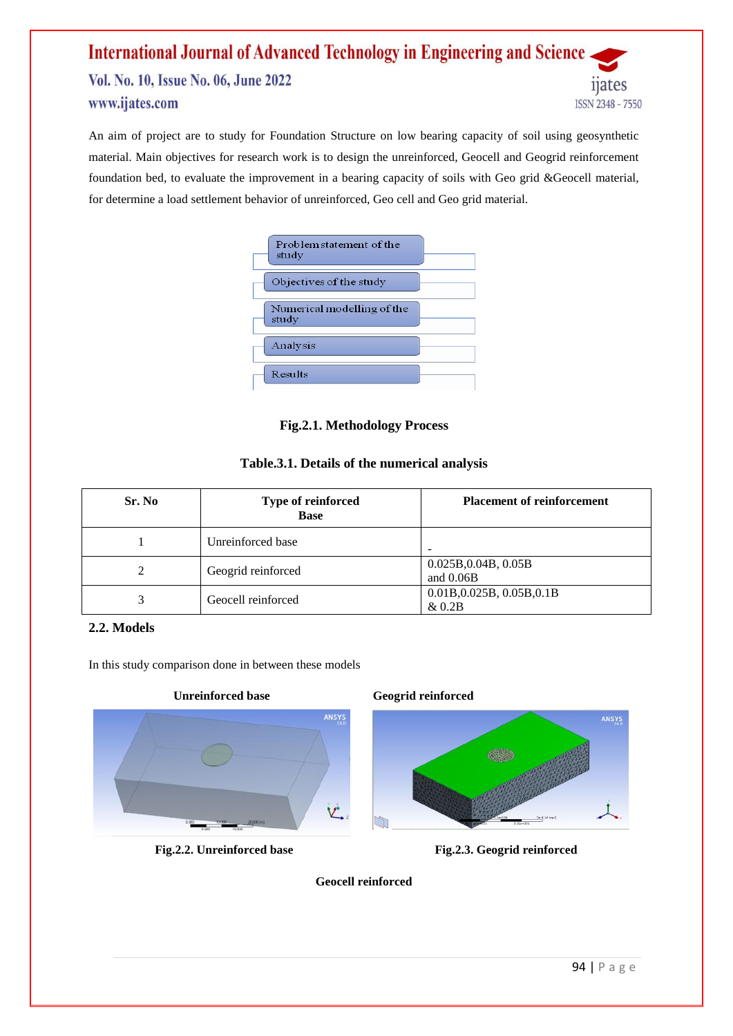An aim of project are to study for Foundation Structure on low bearing capacity of soil using geosynthetic material. Main objectives for research work is to design the unreinforced, Geocell and Geogrid reinforcement foundation bed, to evaluate the improvement in a bearing capacity of soils with Geo grid &Geocell material, for determine a load settlement behavior of unreinforced, Geo cell and Geo grid material.

- Problem statement of the study
- Objectives of the study
- Numerical modelling of the study
- Analysis
- Results

**Fig.2.1. Methodology Process**

**Table.3.1. Details of the numerical analysis**

| Sr. No | Type of reinforced Base | Placement of reinforcement |
|---|---|---|
| 1 | Unreinforced base | - |
| 2 | Geogrid reinforced | 0.025B,0.04B, 0.05B and 0.06B |
| 3 | Geocell reinforced | 0.01B,0.025B, 0.05B,0.1B & 0.2B |

## 2.2. Models

In this study comparison done in between these models

**Unreinforced base**

**Fig.2.2. Unreinforced base**

**Geogrid reinforced**

**Fig.2.3. Geogrid reinforced**

**Geocell reinforced**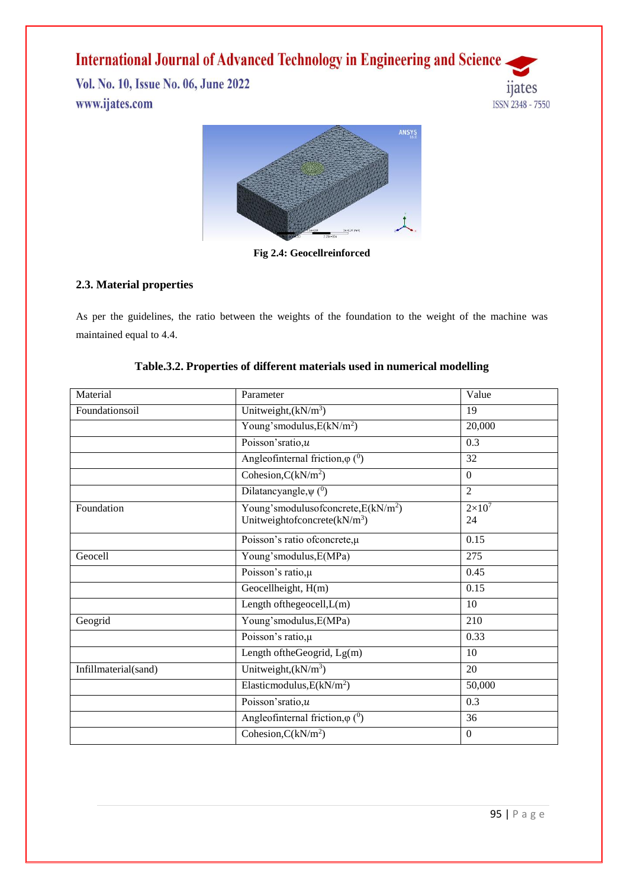Fig 2.4: Geocellreinforced

### 2.3. Material properties

As per the guidelines, the ratio between the weights of the foundation to the weight of the machine was maintained equal to 4.4.

**Table.3.2. Properties of different materials used in numerical modelling**

| Material | Parameter | Value |
|---|---|---|
| Foundationsoil | Unitweight,(kN/m$^3$) | 19 |
| | Young'smodulus,E(kN/m$^2$) | 20,000 |
| | Poisson'sratio,$u$ | 0.3 |
| | Angleofinternal friction,φ ($^0$) | 32 |
| | Cohesion,C(kN/m$^2$) | 0 |
| | Dilatancyangle,ψ ($^0$) | 2 |
| Foundation | Young'smodulusofconcrete,E(kN/m$^2$)<br>Unitweightofconcrete(kN/m$^3$) | $2\times10^7$<br>24 |
| | Poisson's ratio ofconcrete,μ | 0.15 |
| Geocell | Young'smodulus,E(MPa) | 275 |
| | Poisson's ratio,μ | 0.45 |
| | Geocellheight, H(m) | 0.15 |
| | Length ofthegeocell,L(m) | 10 |
| Geogrid | Young'smodulus,E(MPa) | 210 |
| | Poisson's ratio,μ | 0.33 |
| | Length oftheGeogrid, Lg(m) | 10 |
| Infillmaterial(sand) | Unitweight,(kN/m$^3$) | 20 |
| | Elasticmodulus,E(kN/m$^2$) | 50,000 |
| | Poisson'sratio,$u$ | 0.3 |
| | Angleofinternal friction,φ ($^0$) | 36 |
| | Cohesion,C(kN/m$^2$) | 0 |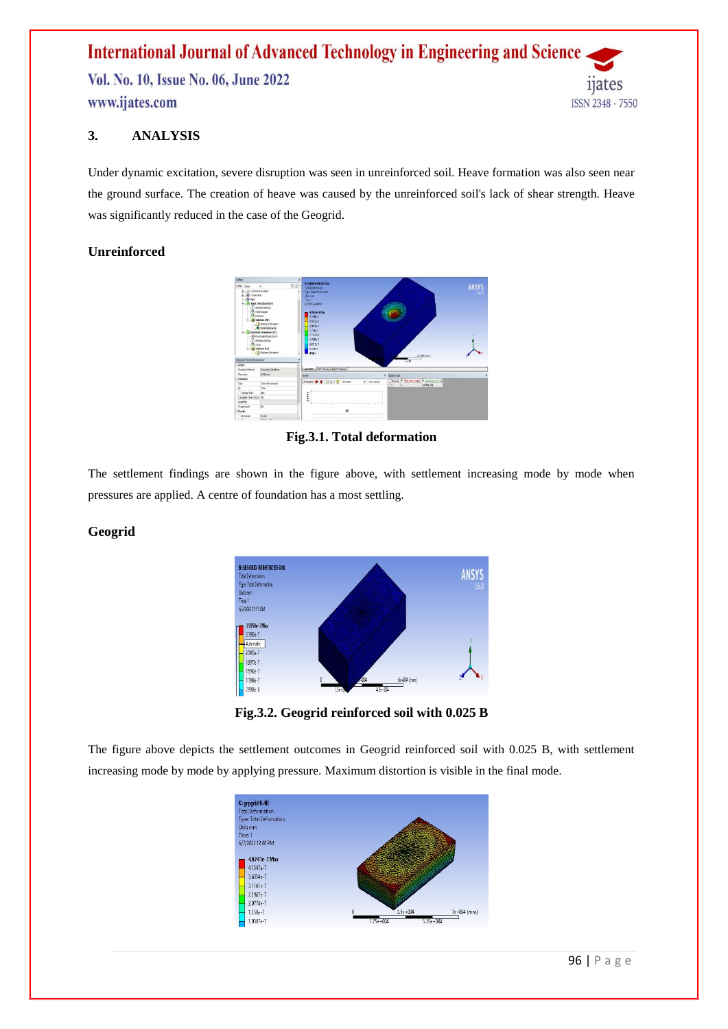## 3. ANALYSIS

Under dynamic excitation, severe disruption was seen in unreinforced soil. Heave formation was also seen near the ground surface. The creation of heave was caused by the unreinforced soil's lack of shear strength. Heave was significantly reduced in the case of the Geogrid.

### Unreinforced

**Fig.3.1. Total deformation**

The settlement findings are shown in the figure above, with settlement increasing mode by mode when pressures are applied. A centre of foundation has a most settling.

### Geogrid

**Fig.3.2. Geogrid reinforced soil with 0.025 B**

The figure above depicts the settlement outcomes in Geogrid reinforced soil with 0.025 B, with settlement increasing mode by mode by applying pressure. Maximum distortion is visible in the final mode.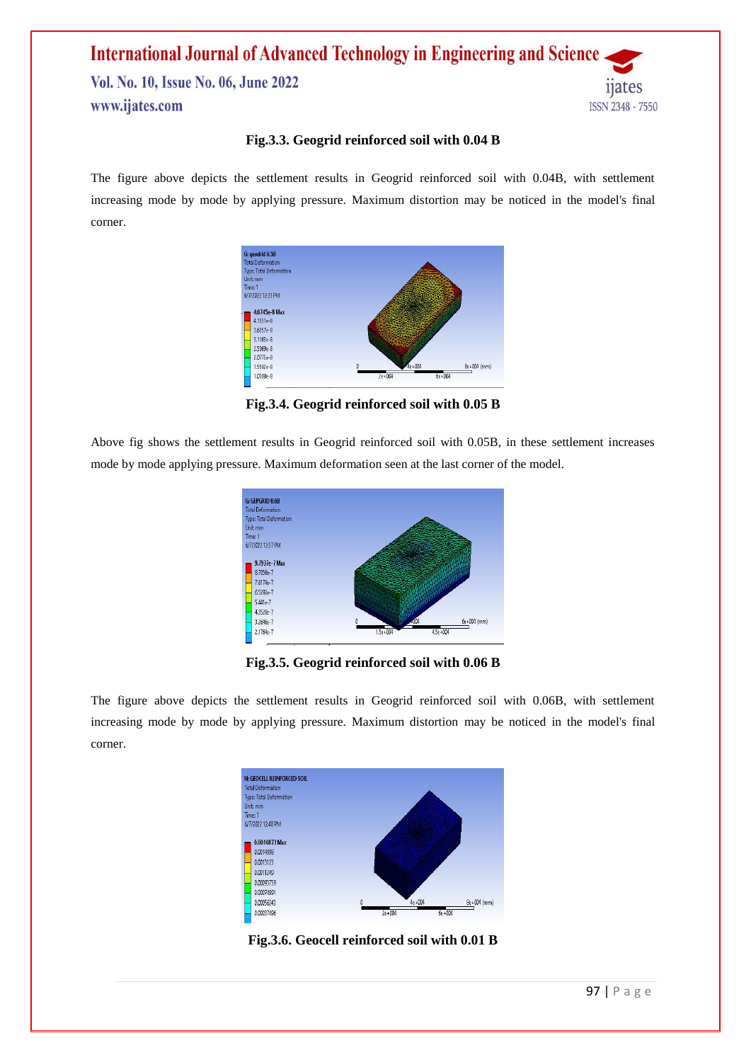**Fig.3.3. Geogrid reinforced soil with 0.04 B**

The figure above depicts the settlement results in Geogrid reinforced soil with 0.04B, with settlement increasing mode by mode by applying pressure. Maximum distortion may be noticed in the model's final corner.

**Fig.3.4. Geogrid reinforced soil with 0.05 B**

Above fig shows the settlement results in Geogrid reinforced soil with 0.05B, in these settlement increases mode by mode applying pressure. Maximum deformation seen at the last corner of the model.

**Fig.3.5. Geogrid reinforced soil with 0.06 B**

The figure above depicts the settlement results in Geogrid reinforced soil with 0.06B, with settlement increasing mode by mode by applying pressure. Maximum distortion may be noticed in the model's final corner.

**Fig.3.6. Geocell reinforced soil with 0.01 B**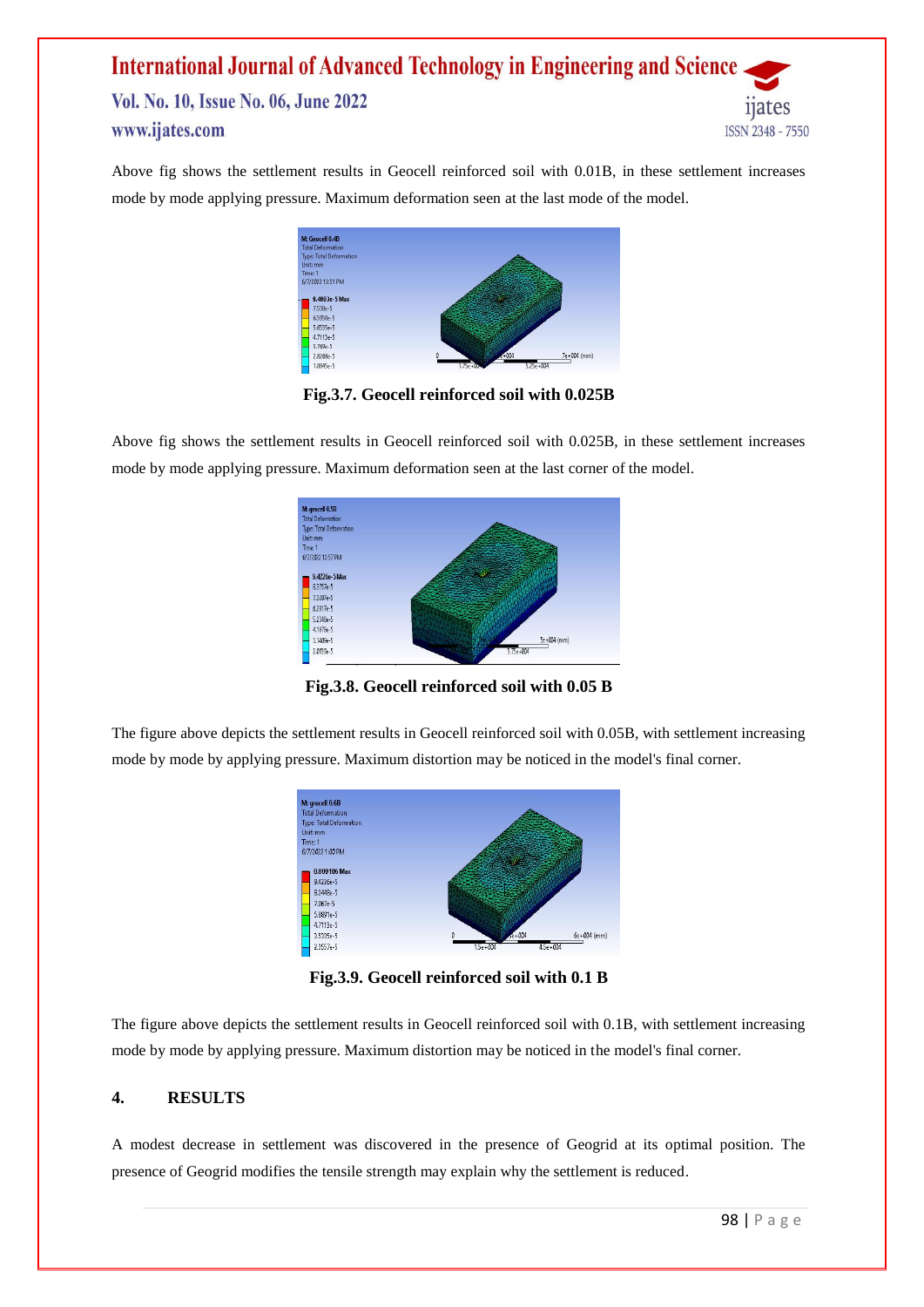Above fig shows the settlement results in Geocell reinforced soil with 0.01B, in these settlement increases mode by mode applying pressure. Maximum deformation seen at the last mode of the model.

Fig.3.7. Geocell reinforced soil with 0.025B

Above fig shows the settlement results in Geocell reinforced soil with 0.025B, in these settlement increases mode by mode applying pressure. Maximum deformation seen at the last corner of the model.

Fig.3.8. Geocell reinforced soil with 0.05 B

The figure above depicts the settlement results in Geocell reinforced soil with 0.05B, with settlement increasing mode by mode by applying pressure. Maximum distortion may be noticed in the model's final corner.

Fig.3.9. Geocell reinforced soil with 0.1 B

The figure above depicts the settlement results in Geocell reinforced soil with 0.1B, with settlement increasing mode by mode by applying pressure. Maximum distortion may be noticed in the model's final corner.

## 4. RESULTS

A modest decrease in settlement was discovered in the presence of Geogrid at its optimal position. The presence of Geogrid modifies the tensile strength may explain why the settlement is reduced.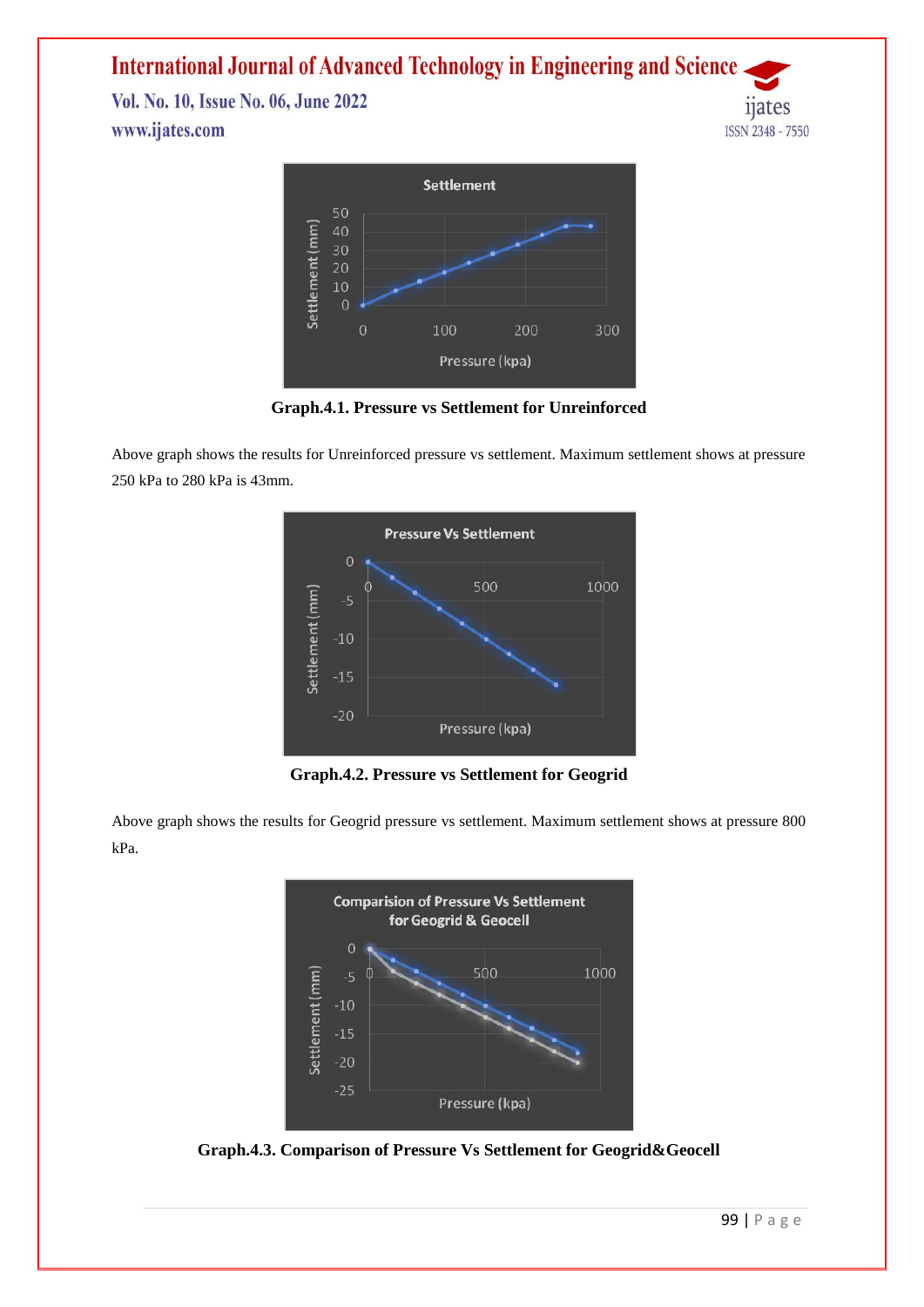**Graph.4.1. Pressure vs Settlement for Unreinforced**

Above graph shows the results for Unreinforced pressure vs settlement. Maximum settlement shows at pressure 250 kPa to 280 kPa is 43mm.

**Graph.4.2. Pressure vs Settlement for Geogrid**

Above graph shows the results for Geogrid pressure vs settlement. Maximum settlement shows at pressure 800 kPa.

**Graph.4.3. Comparison of Pressure Vs Settlement for Geogrid&Geocell**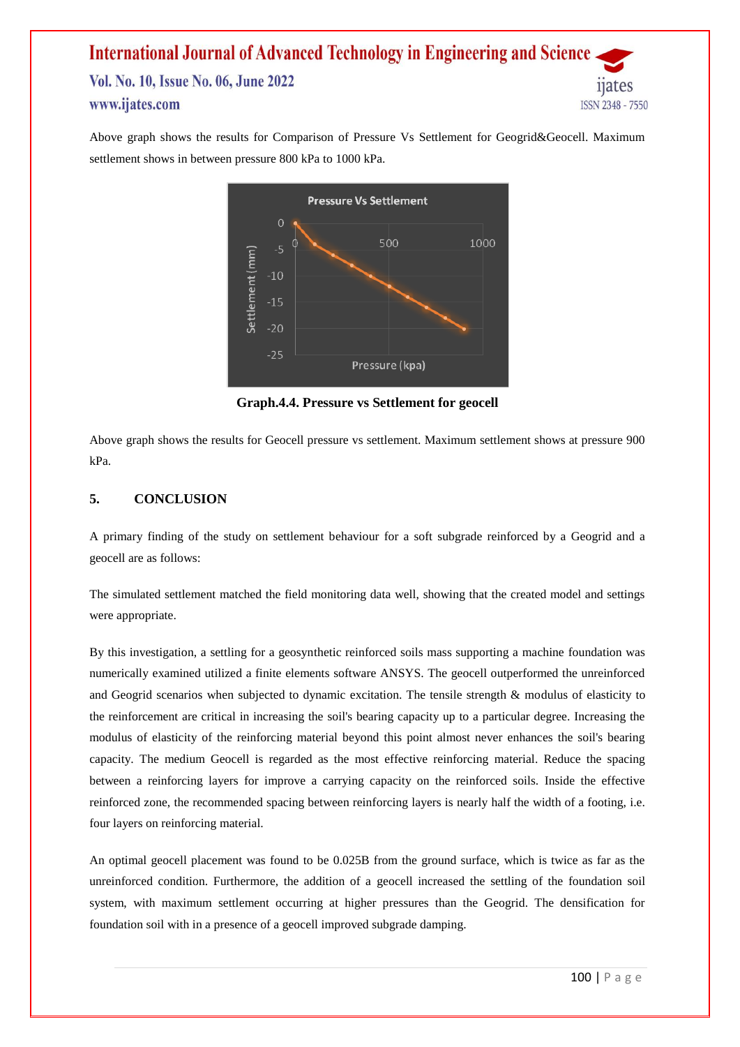Above graph shows the results for Comparison of Pressure Vs Settlement for Geogrid&Geocell. Maximum settlement shows in between pressure 800 kPa to 1000 kPa.

**Graph.4.4. Pressure vs Settlement for geocell**

Above graph shows the results for Geocell pressure vs settlement. Maximum settlement shows at pressure 900 kPa.

## 5. CONCLUSION

A primary finding of the study on settlement behaviour for a soft subgrade reinforced by a Geogrid and a geocell are as follows:

The simulated settlement matched the field monitoring data well, showing that the created model and settings were appropriate.

By this investigation, a settling for a geosynthetic reinforced soils mass supporting a machine foundation was numerically examined utilized a finite elements software ANSYS. The geocell outperformed the unreinforced and Geogrid scenarios when subjected to dynamic excitation. The tensile strength & modulus of elasticity to the reinforcement are critical in increasing the soil's bearing capacity up to a particular degree. Increasing the modulus of elasticity of the reinforcing material beyond this point almost never enhances the soil's bearing capacity. The medium Geocell is regarded as the most effective reinforcing material. Reduce the spacing between a reinforcing layers for improve a carrying capacity on the reinforced soils. Inside the effective reinforced zone, the recommended spacing between reinforcing layers is nearly half the width of a footing, i.e. four layers on reinforcing material.

An optimal geocell placement was found to be 0.025B from the ground surface, which is twice as far as the unreinforced condition. Furthermore, the addition of a geocell increased the settling of the foundation soil system, with maximum settlement occurring at higher pressures than the Geogrid. The densification for foundation soil with in a presence of a geocell improved subgrade damping.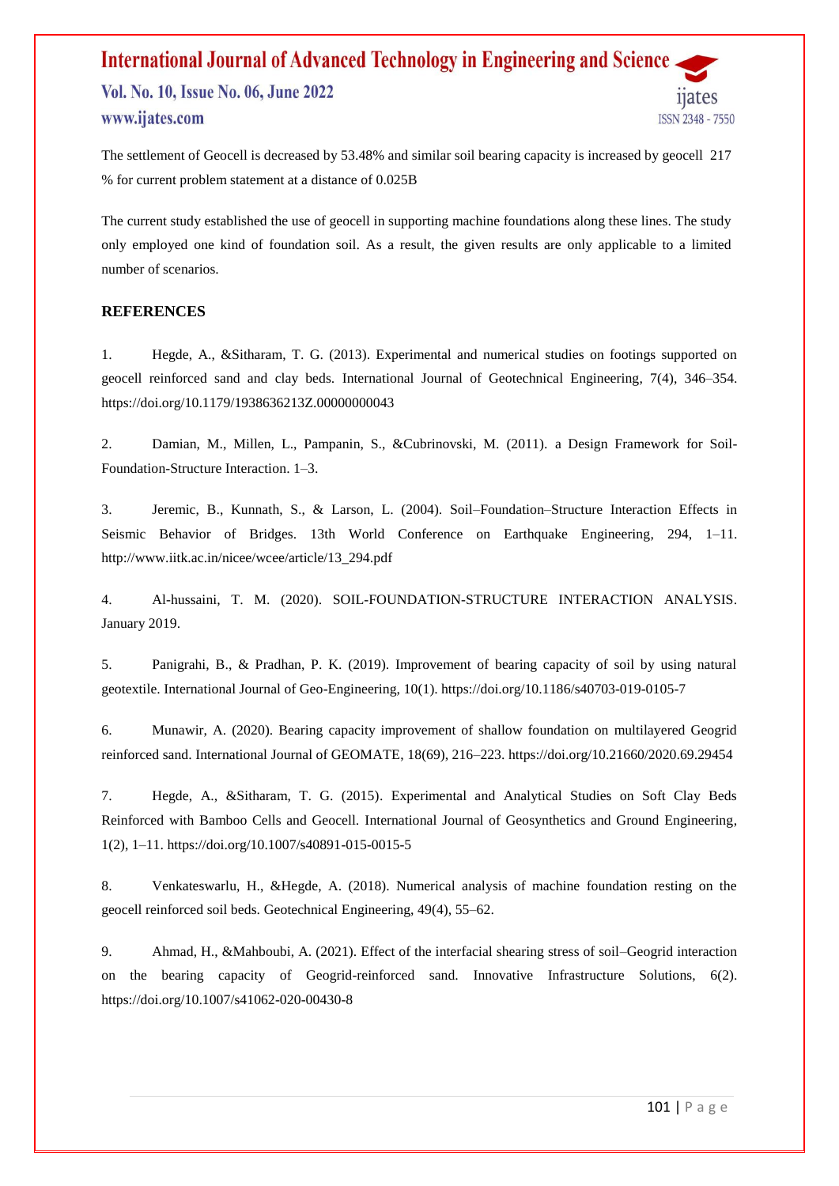The settlement of Geocell is decreased by 53.48% and similar soil bearing capacity is increased by geocell 217 % for current problem statement at a distance of 0.025B

The current study established the use of geocell in supporting machine foundations along these lines. The study only employed one kind of foundation soil. As a result, the given results are only applicable to a limited number of scenarios.

## REFERENCES

1. Hegde, A., &Sitharam, T. G. (2013). Experimental and numerical studies on footings supported on geocell reinforced sand and clay beds. International Journal of Geotechnical Engineering, 7(4), 346–354. https://doi.org/10.1179/1938636213Z.00000000043

2. Damian, M., Millen, L., Pampanin, S., &Cubrinovski, M. (2011). a Design Framework for Soil-Foundation-Structure Interaction. 1–3.

3. Jeremic, B., Kunnath, S., & Larson, L. (2004). Soil–Foundation–Structure Interaction Effects in Seismic Behavior of Bridges. 13th World Conference on Earthquake Engineering, 294, 1–11. http://www.iitk.ac.in/nicee/wcee/article/13_294.pdf

4. Al-hussaini, T. M. (2020). SOIL-FOUNDATION-STRUCTURE INTERACTION ANALYSIS. January 2019.

5. Panigrahi, B., & Pradhan, P. K. (2019). Improvement of bearing capacity of soil by using natural geotextile. International Journal of Geo-Engineering, 10(1). https://doi.org/10.1186/s40703-019-0105-7

6. Munawir, A. (2020). Bearing capacity improvement of shallow foundation on multilayered Geogrid reinforced sand. International Journal of GEOMATE, 18(69), 216–223. https://doi.org/10.21660/2020.69.29454

7. Hegde, A., &Sitharam, T. G. (2015). Experimental and Analytical Studies on Soft Clay Beds Reinforced with Bamboo Cells and Geocell. International Journal of Geosynthetics and Ground Engineering, 1(2), 1–11. https://doi.org/10.1007/s40891-015-0015-5

8. Venkateswarlu, H., &Hegde, A. (2018). Numerical analysis of machine foundation resting on the geocell reinforced soil beds. Geotechnical Engineering, 49(4), 55–62.

9. Ahmad, H., &Mahboubi, A. (2021). Effect of the interfacial shearing stress of soil–Geogrid interaction on the bearing capacity of Geogrid-reinforced sand. Innovative Infrastructure Solutions, 6(2). https://doi.org/10.1007/s41062-020-00430-8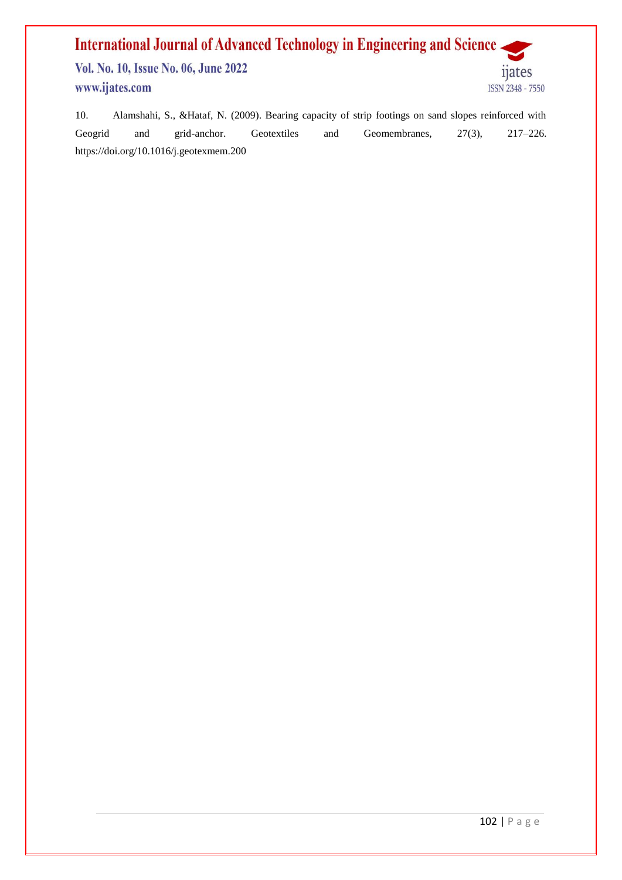10. Alamshahi, S., &Hataf, N. (2009). Bearing capacity of strip footings on sand slopes reinforced with Geogrid and grid-anchor. Geotextiles and Geomembranes, 27(3), 217–226. https://doi.org/10.1016/j.geotexmem.200